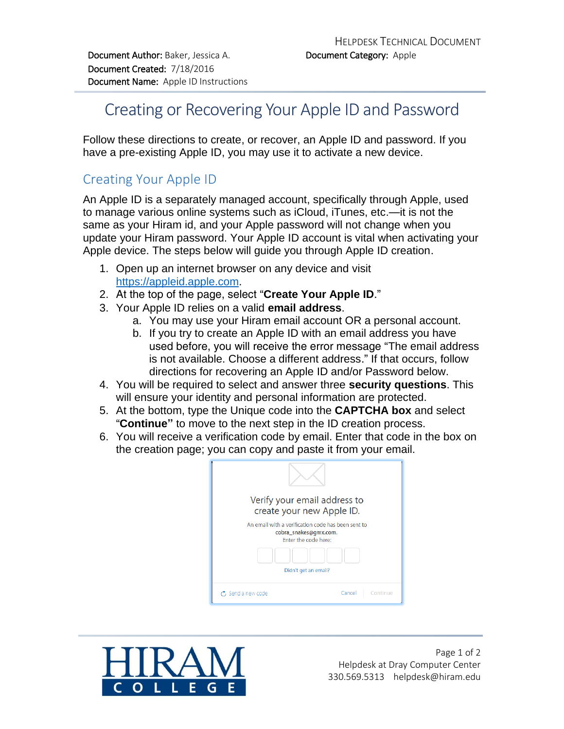HELPDESK TECHNICAL DOCUMENT

**Document Author:** Baker, Jessica A.
**Document Created:** 7/18/2016
**Document Name:** Apple ID Instructions
**Document Category:** Apple

# Creating or Recovering Your Apple ID and Password

Follow these directions to create, or recover, an Apple ID and password. If you have a pre-existing Apple ID, you may use it to activate a new device.

## Creating Your Apple ID

An Apple ID is a separately managed account, specifically through Apple, used to manage various online systems such as iCloud, iTunes, etc.—it is not the same as your Hiram id, and your Apple password will not change when you update your Hiram password. Your Apple ID account is vital when activating your Apple device. The steps below will guide you through Apple ID creation.

1. Open up an internet browser on any device and visit https://appleid.apple.com.
2. At the top of the page, select "**Create Your Apple ID**."
3. Your Apple ID relies on a valid **email address**.
   a. You may use your Hiram email account OR a personal account.
   b. If you try to create an Apple ID with an email address you have used before, you will receive the error message "The email address is not available. Choose a different address." If that occurs, follow directions for recovering an Apple ID and/or Password below.
4. You will be required to select and answer three **security questions**. This will ensure your identity and personal information are protected.
5. At the bottom, type the Unique code into the **CAPTCHA box** and select "**Continue"** to move to the next step in the ID creation process.
6. You will receive a verification code by email. Enter that code in the box on the creation page; you can copy and paste it from your email.

Verify your email address to create your new Apple ID.

An email with a verification code has been sent to cobra_snakes@gmx.com.
Enter the code here:

Didn't get an email?

Send a new code | Cancel | Continue

Helpdesk at Dray Computer Center
330.569.5313 helpdesk@hiram.edu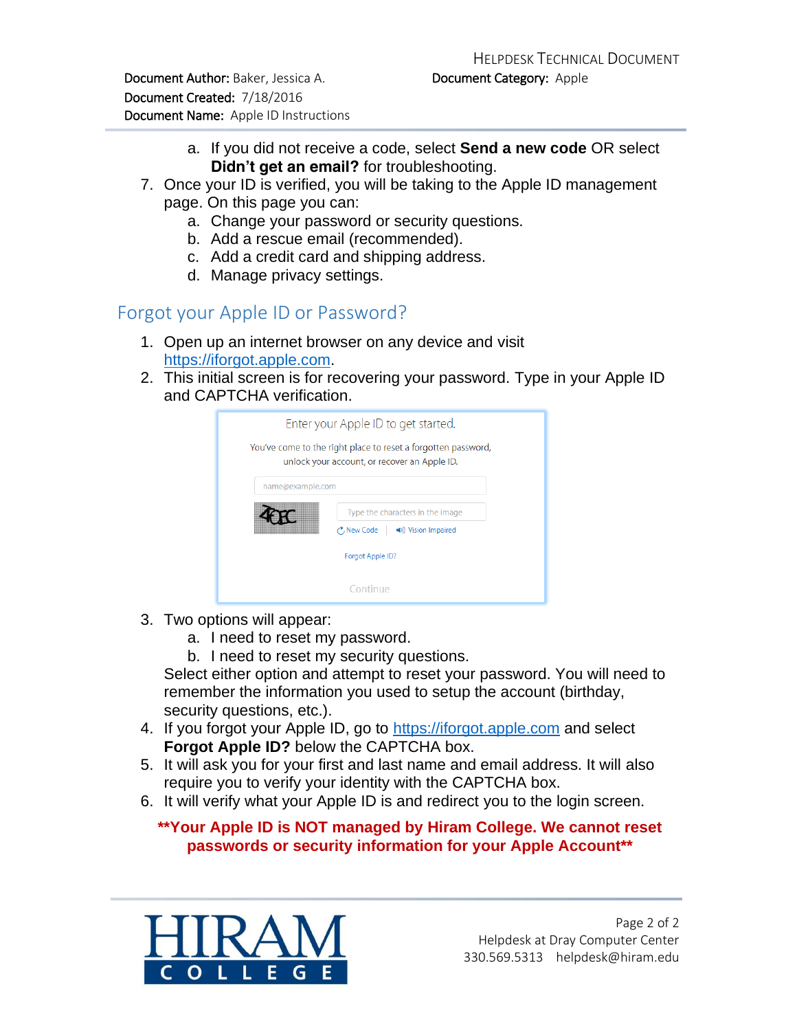a. If you did not receive a code, select **Send a new code** OR select **Didn't get an email?** for troubleshooting.

7. Once your ID is verified, you will be taking to the Apple ID management page. On this page you can:
    a. Change your password or security questions.
    b. Add a rescue email (recommended).
    c. Add a credit card and shipping address.
    d. Manage privacy settings.

## Forgot your Apple ID or Password?

1. Open up an internet browser on any device and visit https://iforgot.apple.com.
2. This initial screen is for recovering your password. Type in your Apple ID and CAPTCHA verification.

Enter your Apple ID to get started.

You've come to the right place to reset a forgotten password, unlock your account, or recover an Apple ID.

name@example.com

Type the characters in the image

New Code | Vision Impaired

Forgot Apple ID?

Continue

3. Two options will appear:
    a. I need to reset my password.
    b. I need to reset my security questions.

    Select either option and attempt to reset your password. You will need to remember the information you used to setup the account (birthday, security questions, etc.).
4. If you forgot your Apple ID, go to https://iforgot.apple.com and select **Forgot Apple ID?** below the CAPTCHA box.
5. It will ask you for your first and last name and email address. It will also require you to verify your identity with the CAPTCHA box.
6. It will verify what your Apple ID is and redirect you to the login screen.

**\*\*Your Apple ID is NOT managed by Hiram College. We cannot reset passwords or security information for your Apple Account\*\***

Helpdesk at Dray Computer Center
330.569.5313 helpdesk@hiram.edu